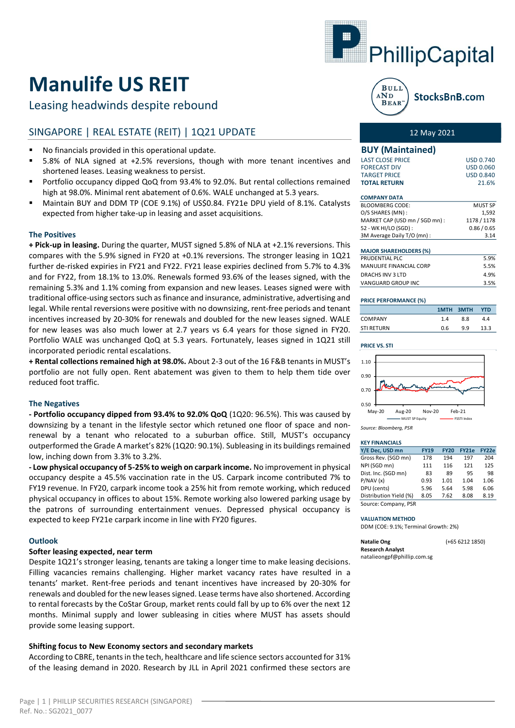# Manulife US REIT

## Leasing headwinds despite rebound

### SINGAPORE | REAL ESTATE (REIT) | 1Q21 UPDATE

- No financials provided in this operational update.
- 5.8% of NLA signed at +2.5% reversions, though with more tenant incentives and shortened leases. Leasing weakness to persist.
- Portfolio occupancy dipped QoQ from 93.4% to 92.0%. But rental collections remained high at 98.0%. Minimal rent abatement of 0.6%. WALE unchanged at 5.3 years.
- Maintain BUY and DDM TP (COE 9.1%) of US$0.84. FY21e DPU yield of 8.1%. Catalysts expected from higher take-up in leasing and asset acquisitions.

### The Positives

**+ Pick-up in leasing.** During the quarter, MUST signed 5.8% of NLA at +2.1% reversions. This compares with the 5.9% signed in FY20 at +0.1% reversions. The stronger leasing in 1Q21 further de-risked expiries in FY21 and FY22. FY21 lease expiries declined from 5.7% to 4.3% and for FY22, from 18.1% to 13.0%. Renewals formed 93.6% of the leases signed, with the remaining 5.3% and 1.1% coming from expansion and new leases. Leases signed were with traditional office-using sectors such as finance and insurance, administrative, advertising and legal. While rental reversions were positive with no downsizing, rent-free periods and tenant incentives increased by 20-30% for renewals and doubled for the new leases signed. WALE for new leases was also much lower at 2.7 years vs 6.4 years for those signed in FY20. Portfolio WALE was unchanged QoQ at 5.3 years. Fortunately, leases signed in 1Q21 still incorporated periodic rental escalations.

**+ Rental collections remained high at 98.0%.** About 2-3 out of the 16 F&B tenants in MUST's portfolio are not fully open. Rent abatement was given to them to help them tide over reduced foot traffic.

### The Negatives

**- Portfolio occupancy dipped from 93.4% to 92.0% QoQ** (1Q20: 96.5%). This was caused by downsizing by a tenant in the lifestyle sector which retuned one floor of space and non-renewal by a tenant who relocated to a suburban office. Still, MUST's occupancy outperformed the Grade A market's 82% (1Q20: 90.1%). Subleasing in its buildings remained low, inching down from 3.3% to 3.2%.

**- Low physical occupancy of 5-25% to weigh on carpark income.** No improvement in physical occupancy despite a 45.5% vaccination rate in the US. Carpark income contributed 7% to FY19 revenue. In FY20, carpark income took a 25% hit from remote working, which reduced physical occupancy in offices to about 15%. Remote working also lowered parking usage by the patrons of surrounding entertainment venues. Depressed physical occupancy is expected to keep FY21e carpark income in line with FY20 figures.

### Outlook

#### Softer leasing expected, near term

Despite 1Q21's stronger leasing, tenants are taking a longer time to make leasing decisions. Filling vacancies remains challenging. Higher market vacancy rates have resulted in a tenants' market. Rent-free periods and tenant incentives have increased by 20-30% for renewals and doubled for the new leases signed. Lease terms have also shortened. According to rental forecasts by the CoStar Group, market rents could fall by up to 6% over the next 12 months. Minimal supply and lower subleasing in cities where MUST has assets should provide some leasing support.

#### Shifting focus to New Economy sectors and secondary markets

According to CBRE, tenants in the tech, healthcare and life science sectors accounted for 31% of the leasing demand in 2020. Research by JLL in April 2021 confirmed these sectors are

---

12 May 2021

**BUY (Maintained)**

| | |
|---|---|
| LAST CLOSE PRICE | USD 0.740 |
| FORECAST DIV | USD 0.060 |
| TARGET PRICE | USD 0.840 |
| **TOTAL RETURN** | **21.6%** |

**COMPANY DATA**

| | |
|---|---|
| BLOOMBERG CODE: | MUST SP |
| O/S SHARES (MN) : | 1,592 |
| MARKET CAP (USD mn / SGD mn) : | 1178 / 1178 |
| 52 - WK HI/LO (SGD) : | 0.86 / 0.65 |
| 3M Average Daily T/O (mn) : | 3.14 |

**MAJOR SHAREHOLDERS (%)**

| | |
|---|---|
| PRUDENTIAL PLC | 5.9% |
| MANULIFE FINANCIAL CORP | 5.5% |
| DRACHS INV 3 LTD | 4.9% |
| VANGUARD GROUP INC | 3.5% |

**PRICE PERFORMANCE (%)**

| | 1MTH | 3MTH | YTD |
|---|---|---|---|
| COMPANY | 1.4 | 8.8 | 4.4 |
| STI RETURN | 0.6 | 9.9 | 13.3 |

**PRICE VS. STI**

Source: Bloomberg, PSR

**KEY FINANCIALS**

| Y/E Dec, USD mn | FY19 | FY20 | FY21e | FY22e |
|---|---|---|---|---|
| Gross Rev. (SGD mn) | 178 | 194 | 197 | 204 |
| NPI (SGD mn) | 111 | 116 | 121 | 125 |
| Dist. Inc. (SGD mn) | 83 | 89 | 95 | 98 |
| P/NAV (x) | 0.93 | 1.01 | 1.04 | 1.06 |
| DPU (cents) | 5.96 | 5.64 | 5.98 | 6.06 |
| Distribution Yield (%) | 8.05 | 7.62 | 8.08 | 8.19 |

Source: Company, PSR

**VALUATION METHOD**

DDM (COE: 9.1%; Terminal Growth: 2%)

**Natalie Ong** (+65 6212 1850)
**Research Analyst**
natalieongpf@phillip.com.sg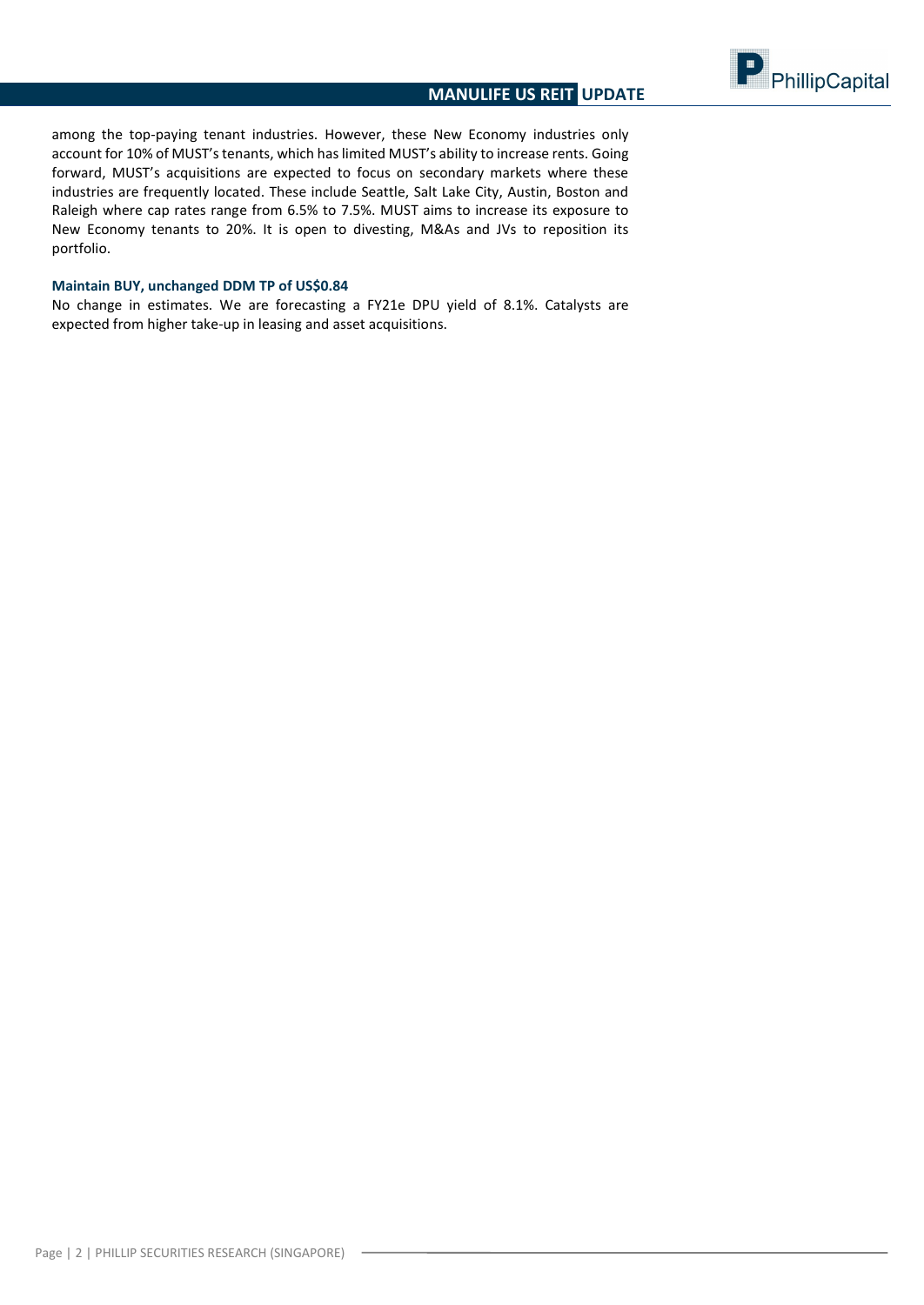among the top-paying tenant industries. However, these New Economy industries only account for 10% of MUST's tenants, which has limited MUST's ability to increase rents. Going forward, MUST's acquisitions are expected to focus on secondary markets where these industries are frequently located. These include Seattle, Salt Lake City, Austin, Boston and Raleigh where cap rates range from 6.5% to 7.5%. MUST aims to increase its exposure to New Economy tenants to 20%. It is open to divesting, M&As and JVs to reposition its portfolio.

**Maintain BUY, unchanged DDM TP of US$0.84**

No change in estimates. We are forecasting a FY21e DPU yield of 8.1%. Catalysts are expected from higher take-up in leasing and asset acquisitions.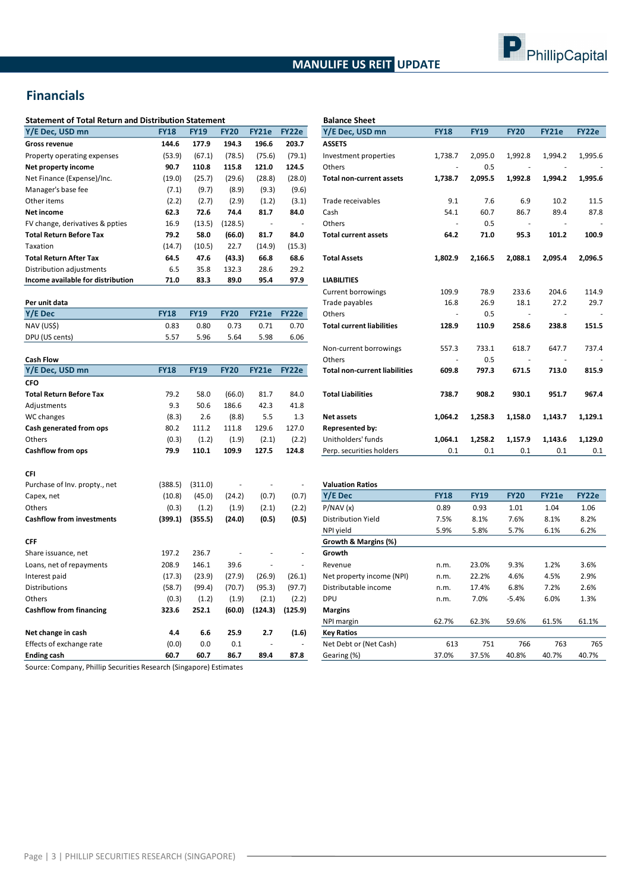## Financials

**Statement of Total Return and Distribution Statement**

| Y/E Dec, USD mn | FY18 | FY19 | FY20 | FY21e | FY22e |
|---|---|---|---|---|---|
| **Gross revenue** | **144.6** | **177.9** | **194.3** | **196.6** | **203.7** |
| Property operating expenses | (53.9) | (67.1) | (78.5) | (75.6) | (79.1) |
| **Net property income** | **90.7** | **110.8** | **115.8** | **121.0** | **124.5** |
| Net Finance (Expense)/Inc. | (19.0) | (25.7) | (29.6) | (28.8) | (28.0) |
| Manager's base fee | (7.1) | (9.7) | (8.9) | (9.3) | (9.6) |
| Other items | (2.2) | (2.7) | (2.9) | (1.2) | (3.1) |
| **Net income** | **62.3** | **72.6** | **74.4** | **81.7** | **84.0** |
| FV change, derivatives & ppties | 16.9 | (13.5) | (128.5) | - | - |
| **Total Return Before Tax** | **79.2** | **58.0** | **(66.0)** | **81.7** | **84.0** |
| Taxation | (14.7) | (10.5) | 22.7 | (14.9) | (15.3) |
| **Total Return After Tax** | **64.5** | **47.6** | **(43.3)** | **66.8** | **68.6** |
| Distribution adjustments | 6.5 | 35.8 | 132.3 | 28.6 | 29.2 |
| **Income available for distribution** | **71.0** | **83.3** | **89.0** | **95.4** | **97.9** |

**Per unit data**

| Y/E Dec | FY18 | FY19 | FY20 | FY21e | FY22e |
|---|---|---|---|---|---|
| NAV (US$) | 0.83 | 0.80 | 0.73 | 0.71 | 0.70 |
| DPU (US cents) | 5.57 | 5.96 | 5.64 | 5.98 | 6.06 |

**Cash Flow**

| Y/E Dec, USD mn | FY18 | FY19 | FY20 | FY21e | FY22e |
|---|---|---|---|---|---|
| **CFO** | | | | | |
| **Total Return Before Tax** | 79.2 | 58.0 | (66.0) | 81.7 | 84.0 |
| Adjustments | 9.3 | 50.6 | 186.6 | 42.3 | 41.8 |
| WC changes | (8.3) | 2.6 | (8.8) | 5.5 | 1.3 |
| **Cash generated from ops** | 80.2 | 111.2 | 111.8 | 129.6 | 127.0 |
| Others | (0.3) | (1.2) | (1.9) | (2.1) | (2.2) |
| **Cashflow from ops** | 79.9 | 110.1 | 109.9 | 127.5 | 124.8 |
| | | | | | |
| **CFI** | | | | | |
| Purchase of Inv. propty., net | (388.5) | (311.0) | - | - | - |
| Capex, net | (10.8) | (45.0) | (24.2) | (0.7) | (0.7) |
| Others | (0.3) | (1.2) | (1.9) | (2.1) | (2.2) |
| **Cashflow from investments** | **(399.1)** | **(355.5)** | **(24.0)** | **(0.5)** | **(0.5)** |
| | | | | | |
| **CFF** | | | | | |
| Share issuance, net | 197.2 | 236.7 | - | - | - |
| Loans, net of repayments | 208.9 | 146.1 | 39.6 | - | - |
| Interest paid | (17.3) | (23.9) | (27.9) | (26.9) | (26.1) |
| Distributions | (58.7) | (99.4) | (70.7) | (95.3) | (97.7) |
| Others | (0.3) | (1.2) | (1.9) | (2.1) | (2.2) |
| **Cashflow from financing** | **323.6** | **252.1** | **(60.0)** | **(124.3)** | **(125.9)** |
| | | | | | |
| **Net change in cash** | **4.4** | **6.6** | **25.9** | **2.7** | **(1.6)** |
| Effects of exchange rate | (0.0) | 0.0 | 0.1 | - | - |
| **Ending cash** | **60.7** | **60.7** | **86.7** | **89.4** | **87.8** |

Source: Company, Phillip Securities Research (Singapore) Estimates

**Balance Sheet**

| Y/E Dec, USD mn | FY18 | FY19 | FY20 | FY21e | FY22e |
|---|---|---|---|---|---|
| **ASSETS** | | | | | |
| Investment properties | 1,738.7 | 2,095.0 | 1,992.8 | 1,994.2 | 1,995.6 |
| Others | - | 0.5 | - | - | - |
| **Total non-current assets** | **1,738.7** | **2,095.5** | **1,992.8** | **1,994.2** | **1,995.6** |
| | | | | | |
| Trade receivables | 9.1 | 7.6 | 6.9 | 10.2 | 11.5 |
| Cash | 54.1 | 60.7 | 86.7 | 89.4 | 87.8 |
| Others | - | 0.5 | - | - | - |
| **Total current assets** | **64.2** | **71.0** | **95.3** | **101.2** | **100.9** |
| | | | | | |
| **Total Assets** | **1,802.9** | **2,166.5** | **2,088.1** | **2,095.4** | **2,096.5** |
| | | | | | |
| **LIABILITIES** | | | | | |
| Current borrowings | 109.9 | 78.9 | 233.6 | 204.6 | 114.9 |
| Trade payables | 16.8 | 26.9 | 18.1 | 27.2 | 29.7 |
| Others | - | 0.5 | - | - | - |
| **Total current liabilities** | **128.9** | **110.9** | **258.6** | **238.8** | **151.5** |
| | | | | | |
| Non-current borrowings | 557.3 | 733.1 | 618.7 | 647.7 | 737.4 |
| Others | - | 0.5 | - | - | - |
| **Total non-current liabilities** | **609.8** | **797.3** | **671.5** | **713.0** | **815.9** |
| | | | | | |
| **Total Liabilities** | **738.7** | **908.2** | **930.1** | **951.7** | **967.4** |
| | | | | | |
| **Net assets** | **1,064.2** | **1,258.3** | **1,158.0** | **1,143.7** | **1,129.1** |
| **Represented by:** | | | | | |
| Unitholders' funds | **1,064.1** | **1,258.2** | **1,157.9** | **1,143.6** | **1,129.0** |
| Perp. securities holders | 0.1 | 0.1 | 0.1 | 0.1 | 0.1 |

**Valuation Ratios**

| Y/E Dec | FY18 | FY19 | FY20 | FY21e | FY22e |
|---|---|---|---|---|---|
| P/NAV (x) | 0.89 | 0.93 | 1.01 | 1.04 | 1.06 |
| Distribution Yield | 7.5% | 8.1% | 7.6% | 8.1% | 8.2% |
| NPI yield | 5.9% | 5.8% | 5.7% | 6.1% | 6.2% |
| **Growth & Margins (%)** | | | | | |
| **Growth** | | | | | |
| Revenue | n.m. | 23.0% | 9.3% | 1.2% | 3.6% |
| Net property income (NPI) | n.m. | 22.2% | 4.6% | 4.5% | 2.9% |
| Distributable income | n.m. | 17.4% | 6.8% | 7.2% | 2.6% |
| DPU | n.m. | 7.0% | -5.4% | 6.0% | 1.3% |
| **Margins** | | | | | |
| NPI margin | 62.7% | 62.3% | 59.6% | 61.5% | 61.1% |
| **Key Ratios** | | | | | |
| Net Debt or (Net Cash) | 613 | 751 | 766 | 763 | 765 |
| Gearing (%) | 37.0% | 37.5% | 40.8% | 40.7% | 40.7% |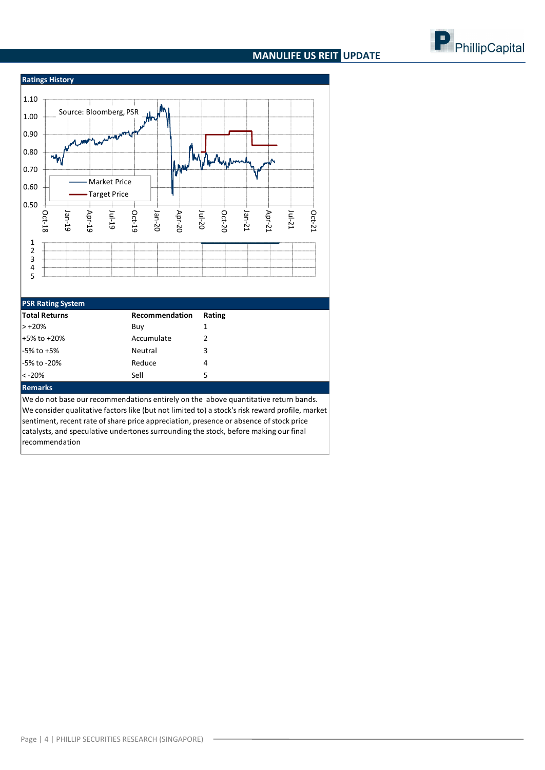## Ratings History

Source: Bloomberg, PSR

## PSR Rating System

| Total Returns | Recommendation | Rating |
|---|---|---|
| > +20% | Buy | 1 |
| +5% to +20% | Accumulate | 2 |
| -5% to +5% | Neutral | 3 |
| -5% to -20% | Reduce | 4 |
| < -20% | Sell | 5 |

## Remarks

We do not base our recommendations entirely on the above quantitative return bands. We consider qualitative factors like (but not limited to) a stock's risk reward profile, market sentiment, recent rate of share price appreciation, presence or absence of stock price catalysts, and speculative undertones surrounding the stock, before making our final recommendation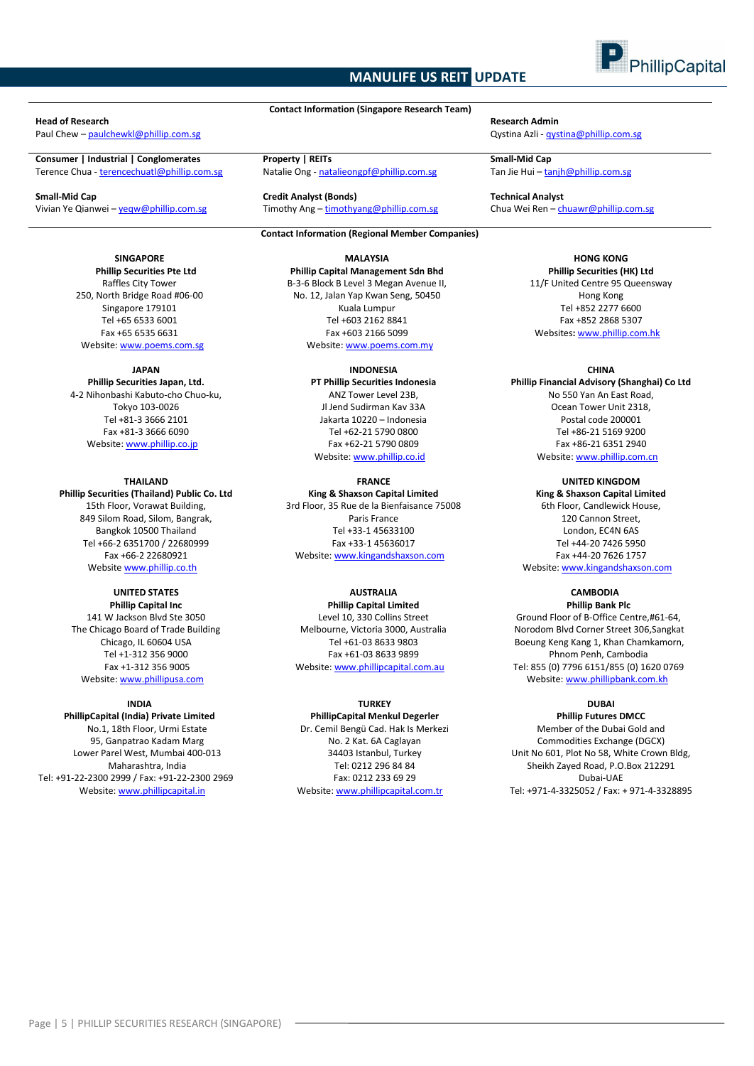### Contact Information (Singapore Research Team)

**Head of Research**
Paul Chew – paulchewkl@phillip.com.sg

**Research Admin**
Qystina Azli - qystina@phillip.com.sg

**Consumer | Industrial | Conglomerates**
Terence Chua - terencechuatl@phillip.com.sg

**Property | REITs**
Natalie Ong - natalieongpf@phillip.com.sg

**Small-Mid Cap**
Tan Jie Hui – tanjh@phillip.com.sg

**Small-Mid Cap**
Vivian Ye Qianwei – yeqw@phillip.com.sg

**Credit Analyst (Bonds)**
Timothy Ang – timothyang@phillip.com.sg

**Technical Analyst**
Chua Wei Ren – chuawr@phillip.com.sg

### Contact Information (Regional Member Companies)

**SINGAPORE**
**Phillip Securities Pte Ltd**
Raffles City Tower
250, North Bridge Road #06-00
Singapore 179101
Tel +65 6533 6001
Fax +65 6535 6631
Website: www.poems.com.sg

**MALAYSIA**
**Phillip Capital Management Sdn Bhd**
B-3-6 Block B Level 3 Megan Avenue II,
No. 12, Jalan Yap Kwan Seng, 50450
Kuala Lumpur
Tel +603 2162 8841
Fax +603 2166 5099
Website: www.poems.com.my

**HONG KONG**
**Phillip Securities (HK) Ltd**
11/F United Centre 95 Queensway
Hong Kong
Tel +852 2277 6600
Fax +852 2868 5307
Websites: www.phillip.com.hk

**JAPAN**
**Phillip Securities Japan, Ltd.**
4-2 Nihonbashi Kabuto-cho Chuo-ku,
Tokyo 103-0026
Tel +81-3 3666 2101
Fax +81-3 3666 6090
Website: www.phillip.co.jp

**INDONESIA**
**PT Phillip Securities Indonesia**
ANZ Tower Level 23B,
Jl Jend Sudirman Kav 33A
Jakarta 10220 – Indonesia
Tel +62-21 5790 0800
Fax +62-21 5790 0809
Website: www.phillip.co.id

**CHINA**
**Phillip Financial Advisory (Shanghai) Co Ltd**
No 550 Yan An East Road,
Ocean Tower Unit 2318,
Postal code 200001
Tel +86-21 5169 9200
Fax +86-21 6351 2940
Website: www.phillip.com.cn

**THAILAND**
**Phillip Securities (Thailand) Public Co. Ltd**
15th Floor, Vorawat Building,
849 Silom Road, Silom, Bangrak,
Bangkok 10500 Thailand
Tel +66-2 6351700 / 22680999
Fax +66-2 22680921
Website www.phillip.co.th

**FRANCE**
**King & Shaxson Capital Limited**
3rd Floor, 35 Rue de la Bienfaisance 75008
Paris France
Tel +33-1 45633100
Fax +33-1 45636017
Website: www.kingandshaxson.com

**UNITED KINGDOM**
**King & Shaxson Capital Limited**
6th Floor, Candlewick House,
120 Cannon Street,
London, EC4N 6AS
Tel +44-20 7426 5950
Fax +44-20 7626 1757
Website: www.kingandshaxson.com

**UNITED STATES**
**Phillip Capital Inc**
141 W Jackson Blvd Ste 3050
The Chicago Board of Trade Building
Chicago, IL 60604 USA
Tel +1-312 356 9000
Fax +1-312 356 9005
Website: www.phillipusa.com

**AUSTRALIA**
**Phillip Capital Limited**
Level 10, 330 Collins Street
Melbourne, Victoria 3000, Australia
Tel +61-03 8633 9803
Fax +61-03 8633 9899
Website: www.phillipcapital.com.au

**CAMBODIA**
**Phillip Bank Plc**
Ground Floor of B-Office Centre,#61-64,
Norodom Blvd Corner Street 306,Sangkat
Boeung Keng Kang 1, Khan Chamkamorn,
Phnom Penh, Cambodia
Tel: 855 (0) 7796 6151/855 (0) 1620 0769
Website: www.phillipbank.com.kh

**INDIA**
**PhillipCapital (India) Private Limited**
No.1, 18th Floor, Urmi Estate
95, Ganpatrao Kadam Marg
Lower Parel West, Mumbai 400-013
Maharashtra, India
Tel: +91-22-2300 2999 / Fax: +91-22-2300 2969
Website: www.phillipcapital.in

**TURKEY**
**PhillipCapital Menkul Degerler**
Dr. Cemil Bengü Cad. Hak Is Merkezi
No. 2 Kat. 6A Caglayan
34403 Istanbul, Turkey
Tel: 0212 296 84 84
Fax: 0212 233 69 29
Website: www.phillipcapital.com.tr

**DUBAI**
**Phillip Futures DMCC**
Member of the Dubai Gold and
Commodities Exchange (DGCX)
Unit No 601, Plot No 58, White Crown Bldg,
Sheikh Zayed Road, P.O.Box 212291
Dubai-UAE
Tel: +971-4-3325052 / Fax: + 971-4-3328895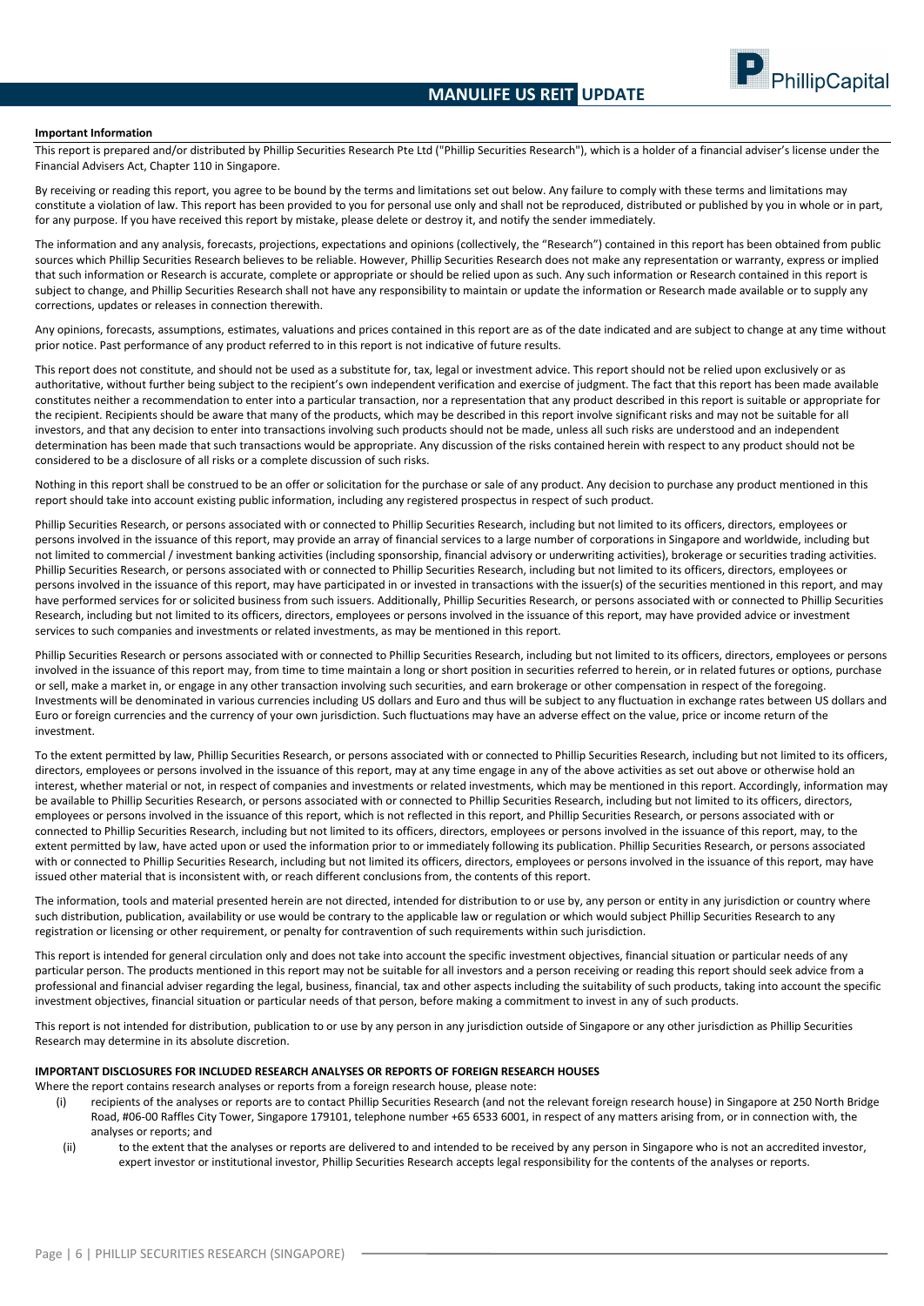**Important Information**

This report is prepared and/or distributed by Phillip Securities Research Pte Ltd ("Phillip Securities Research"), which is a holder of a financial adviser's license under the Financial Advisers Act, Chapter 110 in Singapore.

By receiving or reading this report, you agree to be bound by the terms and limitations set out below. Any failure to comply with these terms and limitations may constitute a violation of law. This report has been provided to you for personal use only and shall not be reproduced, distributed or published by you in whole or in part, for any purpose. If you have received this report by mistake, please delete or destroy it, and notify the sender immediately.

The information and any analysis, forecasts, projections, expectations and opinions (collectively, the "Research") contained in this report has been obtained from public sources which Phillip Securities Research believes to be reliable. However, Phillip Securities Research does not make any representation or warranty, express or implied that such information or Research is accurate, complete or appropriate or should be relied upon as such. Any such information or Research contained in this report is subject to change, and Phillip Securities Research shall not have any responsibility to maintain or update the information or Research made available or to supply any corrections, updates or releases in connection therewith.

Any opinions, forecasts, assumptions, estimates, valuations and prices contained in this report are as of the date indicated and are subject to change at any time without prior notice. Past performance of any product referred to in this report is not indicative of future results.

This report does not constitute, and should not be used as a substitute for, tax, legal or investment advice. This report should not be relied upon exclusively or as authoritative, without further being subject to the recipient's own independent verification and exercise of judgment. The fact that this report has been made available constitutes neither a recommendation to enter into a particular transaction, nor a representation that any product described in this report is suitable or appropriate for the recipient. Recipients should be aware that many of the products, which may be described in this report involve significant risks and may not be suitable for all investors, and that any decision to enter into transactions involving such products should not be made, unless all such risks are understood and an independent determination has been made that such transactions would be appropriate. Any discussion of the risks contained herein with respect to any product should not be considered to be a disclosure of all risks or a complete discussion of such risks.

Nothing in this report shall be construed to be an offer or solicitation for the purchase or sale of any product. Any decision to purchase any product mentioned in this report should take into account existing public information, including any registered prospectus in respect of such product.

Phillip Securities Research, or persons associated with or connected to Phillip Securities Research, including but not limited to its officers, directors, employees or persons involved in the issuance of this report, may provide an array of financial services to a large number of corporations in Singapore and worldwide, including but not limited to commercial / investment banking activities (including sponsorship, financial advisory or underwriting activities), brokerage or securities trading activities. Phillip Securities Research, or persons associated with or connected to Phillip Securities Research, including but not limited to its officers, directors, employees or persons involved in the issuance of this report, may have participated in or invested in transactions with the issuer(s) of the securities mentioned in this report, and may have performed services for or solicited business from such issuers. Additionally, Phillip Securities Research, or persons associated with or connected to Phillip Securities Research, including but not limited to its officers, directors, employees or persons involved in the issuance of this report, may have provided advice or investment services to such companies and investments or related investments, as may be mentioned in this report.

Phillip Securities Research or persons associated with or connected to Phillip Securities Research, including but not limited to its officers, directors, employees or persons involved in the issuance of this report may, from time to time maintain a long or short position in securities referred to herein, or in related futures or options, purchase or sell, make a market in, or engage in any other transaction involving such securities, and earn brokerage or other compensation in respect of the foregoing. Investments will be denominated in various currencies including US dollars and Euro and thus will be subject to any fluctuation in exchange rates between US dollars and Euro or foreign currencies and the currency of your own jurisdiction. Such fluctuations may have an adverse effect on the value, price or income return of the investment.

To the extent permitted by law, Phillip Securities Research, or persons associated with or connected to Phillip Securities Research, including but not limited to its officers, directors, employees or persons involved in the issuance of this report, may at any time engage in any of the above activities as set out above or otherwise hold an interest, whether material or not, in respect of companies and investments or related investments, which may be mentioned in this report. Accordingly, information may be available to Phillip Securities Research, or persons associated with or connected to Phillip Securities Research, including but not limited to its officers, directors, employees or persons involved in the issuance of this report, which is not reflected in this report, and Phillip Securities Research, or persons associated with or connected to Phillip Securities Research, including but not limited to its officers, directors, employees or persons involved in the issuance of this report, may, to the extent permitted by law, have acted upon or used the information prior to or immediately following its publication. Phillip Securities Research, or persons associated with or connected to Phillip Securities Research, including but not limited its officers, directors, employees or persons involved in the issuance of this report, may have issued other material that is inconsistent with, or reach different conclusions from, the contents of this report.

The information, tools and material presented herein are not directed, intended for distribution to or use by, any person or entity in any jurisdiction or country where such distribution, publication, availability or use would be contrary to the applicable law or regulation or which would subject Phillip Securities Research to any registration or licensing or other requirement, or penalty for contravention of such requirements within such jurisdiction.

This report is intended for general circulation only and does not take into account the specific investment objectives, financial situation or particular needs of any particular person. The products mentioned in this report may not be suitable for all investors and a person receiving or reading this report should seek advice from a professional and financial adviser regarding the legal, business, financial, tax and other aspects including the suitability of such products, taking into account the specific investment objectives, financial situation or particular needs of that person, before making a commitment to invest in any of such products.

This report is not intended for distribution, publication to or use by any person in any jurisdiction outside of Singapore or any other jurisdiction as Phillip Securities Research may determine in its absolute discretion.

**IMPORTANT DISCLOSURES FOR INCLUDED RESEARCH ANALYSES OR REPORTS OF FOREIGN RESEARCH HOUSES**

Where the report contains research analyses or reports from a foreign research house, please note:

(i) recipients of the analyses or reports are to contact Phillip Securities Research (and not the relevant foreign research house) in Singapore at 250 North Bridge Road, #06-00 Raffles City Tower, Singapore 179101, telephone number +65 6533 6001, in respect of any matters arising from, or in connection with, the analyses or reports; and

(ii) to the extent that the analyses or reports are delivered to and intended to be received by any person in Singapore who is not an accredited investor, expert investor or institutional investor, Phillip Securities Research accepts legal responsibility for the contents of the analyses or reports.